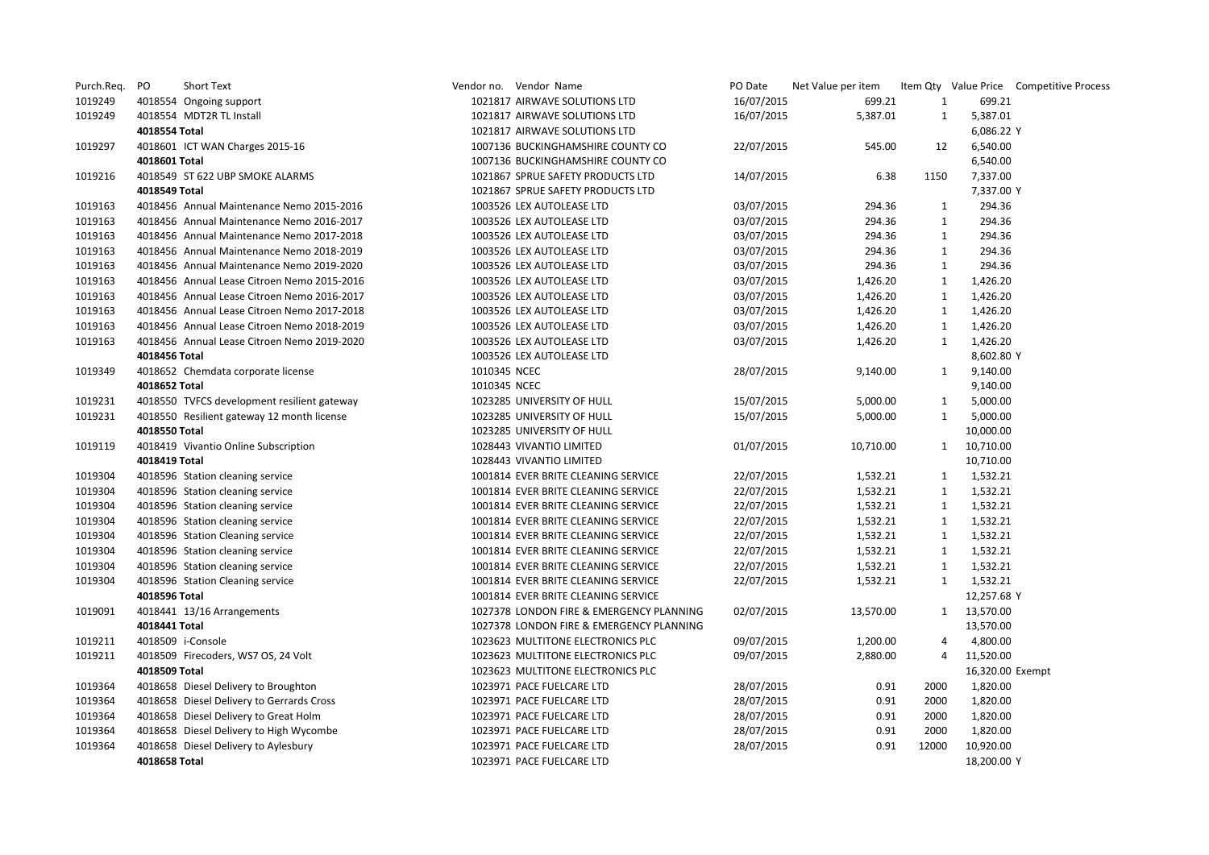| Purch.Req. | PO | Short Text | Vendor no. | Vendor Name | PO Date | Net Value per item | Item Qty | Value Price | Competitive Process |
|---|---|---|---|---|---|---|---|---|---|
| 1019249 | 4018554 | Ongoing support | 1021817 | AIRWAVE SOLUTIONS LTD | 16/07/2015 | 699.21 | 1 | 699.21 | |
| 1019249 | 4018554 | MDT2R TL Install | 1021817 | AIRWAVE SOLUTIONS LTD | 16/07/2015 | 5,387.01 | 1 | 5,387.01 | |
| | **4018554 Total** | | 1021817 | AIRWAVE SOLUTIONS LTD | | | | 6,086.22 | Y |
| 1019297 | 4018601 | ICT WAN Charges 2015-16 | 1007136 | BUCKINGHAMSHIRE COUNTY CO | 22/07/2015 | 545.00 | 12 | 6,540.00 | |
| | **4018601 Total** | | 1007136 | BUCKINGHAMSHIRE COUNTY CO | | | | 6,540.00 | |
| 1019216 | 4018549 | ST 622 UBP SMOKE ALARMS | 1021867 | SPRUE SAFETY PRODUCTS LTD | 14/07/2015 | 6.38 | 1150 | 7,337.00 | |
| | **4018549 Total** | | 1021867 | SPRUE SAFETY PRODUCTS LTD | | | | 7,337.00 | Y |
| 1019163 | 4018456 | Annual Maintenance Nemo 2015-2016 | 1003526 | LEX AUTOLEASE LTD | 03/07/2015 | 294.36 | 1 | 294.36 | |
| 1019163 | 4018456 | Annual Maintenance Nemo 2016-2017 | 1003526 | LEX AUTOLEASE LTD | 03/07/2015 | 294.36 | 1 | 294.36 | |
| 1019163 | 4018456 | Annual Maintenance Nemo 2017-2018 | 1003526 | LEX AUTOLEASE LTD | 03/07/2015 | 294.36 | 1 | 294.36 | |
| 1019163 | 4018456 | Annual Maintenance Nemo 2018-2019 | 1003526 | LEX AUTOLEASE LTD | 03/07/2015 | 294.36 | 1 | 294.36 | |
| 1019163 | 4018456 | Annual Maintenance Nemo 2019-2020 | 1003526 | LEX AUTOLEASE LTD | 03/07/2015 | 294.36 | 1 | 294.36 | |
| 1019163 | 4018456 | Annual Lease Citroen Nemo 2015-2016 | 1003526 | LEX AUTOLEASE LTD | 03/07/2015 | 1,426.20 | 1 | 1,426.20 | |
| 1019163 | 4018456 | Annual Lease Citroen Nemo 2016-2017 | 1003526 | LEX AUTOLEASE LTD | 03/07/2015 | 1,426.20 | 1 | 1,426.20 | |
| 1019163 | 4018456 | Annual Lease Citroen Nemo 2017-2018 | 1003526 | LEX AUTOLEASE LTD | 03/07/2015 | 1,426.20 | 1 | 1,426.20 | |
| 1019163 | 4018456 | Annual Lease Citroen Nemo 2018-2019 | 1003526 | LEX AUTOLEASE LTD | 03/07/2015 | 1,426.20 | 1 | 1,426.20 | |
| 1019163 | 4018456 | Annual Lease Citroen Nemo 2019-2020 | 1003526 | LEX AUTOLEASE LTD | 03/07/2015 | 1,426.20 | 1 | 1,426.20 | |
| | **4018456 Total** | | 1003526 | LEX AUTOLEASE LTD | | | | 8,602.80 | Y |
| 1019349 | 4018652 | Chemdata corporate license | 1010345 | NCEC | 28/07/2015 | 9,140.00 | 1 | 9,140.00 | |
| | **4018652 Total** | | 1010345 | NCEC | | | | 9,140.00 | |
| 1019231 | 4018550 | TVFCS development resilient gateway | 1023285 | UNIVERSITY OF HULL | 15/07/2015 | 5,000.00 | 1 | 5,000.00 | |
| 1019231 | 4018550 | Resilient gateway 12 month license | 1023285 | UNIVERSITY OF HULL | 15/07/2015 | 5,000.00 | 1 | 5,000.00 | |
| | **4018550 Total** | | 1023285 | UNIVERSITY OF HULL | | | | 10,000.00 | |
| 1019119 | 4018419 | Vivantio Online Subscription | 1028443 | VIVANTIO LIMITED | 01/07/2015 | 10,710.00 | 1 | 10,710.00 | |
| | **4018419 Total** | | 1028443 | VIVANTIO LIMITED | | | | 10,710.00 | |
| 1019304 | 4018596 | Station cleaning service | 1001814 | EVER BRITE CLEANING SERVICE | 22/07/2015 | 1,532.21 | 1 | 1,532.21 | |
| 1019304 | 4018596 | Station cleaning service | 1001814 | EVER BRITE CLEANING SERVICE | 22/07/2015 | 1,532.21 | 1 | 1,532.21 | |
| 1019304 | 4018596 | Station cleaning service | 1001814 | EVER BRITE CLEANING SERVICE | 22/07/2015 | 1,532.21 | 1 | 1,532.21 | |
| 1019304 | 4018596 | Station cleaning service | 1001814 | EVER BRITE CLEANING SERVICE | 22/07/2015 | 1,532.21 | 1 | 1,532.21 | |
| 1019304 | 4018596 | Station Cleaning service | 1001814 | EVER BRITE CLEANING SERVICE | 22/07/2015 | 1,532.21 | 1 | 1,532.21 | |
| 1019304 | 4018596 | Station cleaning service | 1001814 | EVER BRITE CLEANING SERVICE | 22/07/2015 | 1,532.21 | 1 | 1,532.21 | |
| 1019304 | 4018596 | Station cleaning service | 1001814 | EVER BRITE CLEANING SERVICE | 22/07/2015 | 1,532.21 | 1 | 1,532.21 | |
| 1019304 | 4018596 | Station Cleaning service | 1001814 | EVER BRITE CLEANING SERVICE | 22/07/2015 | 1,532.21 | 1 | 1,532.21 | |
| | **4018596 Total** | | 1001814 | EVER BRITE CLEANING SERVICE | | | | 12,257.68 | Y |
| 1019091 | 4018441 | 13/16 Arrangements | 1027378 | LONDON FIRE & EMERGENCY PLANNING | 02/07/2015 | 13,570.00 | 1 | 13,570.00 | |
| | **4018441 Total** | | 1027378 | LONDON FIRE & EMERGENCY PLANNING | | | | 13,570.00 | |
| 1019211 | 4018509 | i-Console | 1023623 | MULTITONE ELECTRONICS PLC | 09/07/2015 | 1,200.00 | 4 | 4,800.00 | |
| 1019211 | 4018509 | Firecoders, WS7 OS, 24 Volt | 1023623 | MULTITONE ELECTRONICS PLC | 09/07/2015 | 2,880.00 | 4 | 11,520.00 | |
| | **4018509 Total** | | 1023623 | MULTITONE ELECTRONICS PLC | | | | 16,320.00 | Exempt |
| 1019364 | 4018658 | Diesel Delivery to Broughton | 1023971 | PACE FUELCARE LTD | 28/07/2015 | 0.91 | 2000 | 1,820.00 | |
| 1019364 | 4018658 | Diesel Delivery to Gerrards Cross | 1023971 | PACE FUELCARE LTD | 28/07/2015 | 0.91 | 2000 | 1,820.00 | |
| 1019364 | 4018658 | Diesel Delivery to Great Holm | 1023971 | PACE FUELCARE LTD | 28/07/2015 | 0.91 | 2000 | 1,820.00 | |
| 1019364 | 4018658 | Diesel Delivery to High Wycombe | 1023971 | PACE FUELCARE LTD | 28/07/2015 | 0.91 | 2000 | 1,820.00 | |
| 1019364 | 4018658 | Diesel Delivery to Aylesbury | 1023971 | PACE FUELCARE LTD | 28/07/2015 | 0.91 | 12000 | 10,920.00 | |
| | **4018658 Total** | | 1023971 | PACE FUELCARE LTD | | | | 18,200.00 | Y |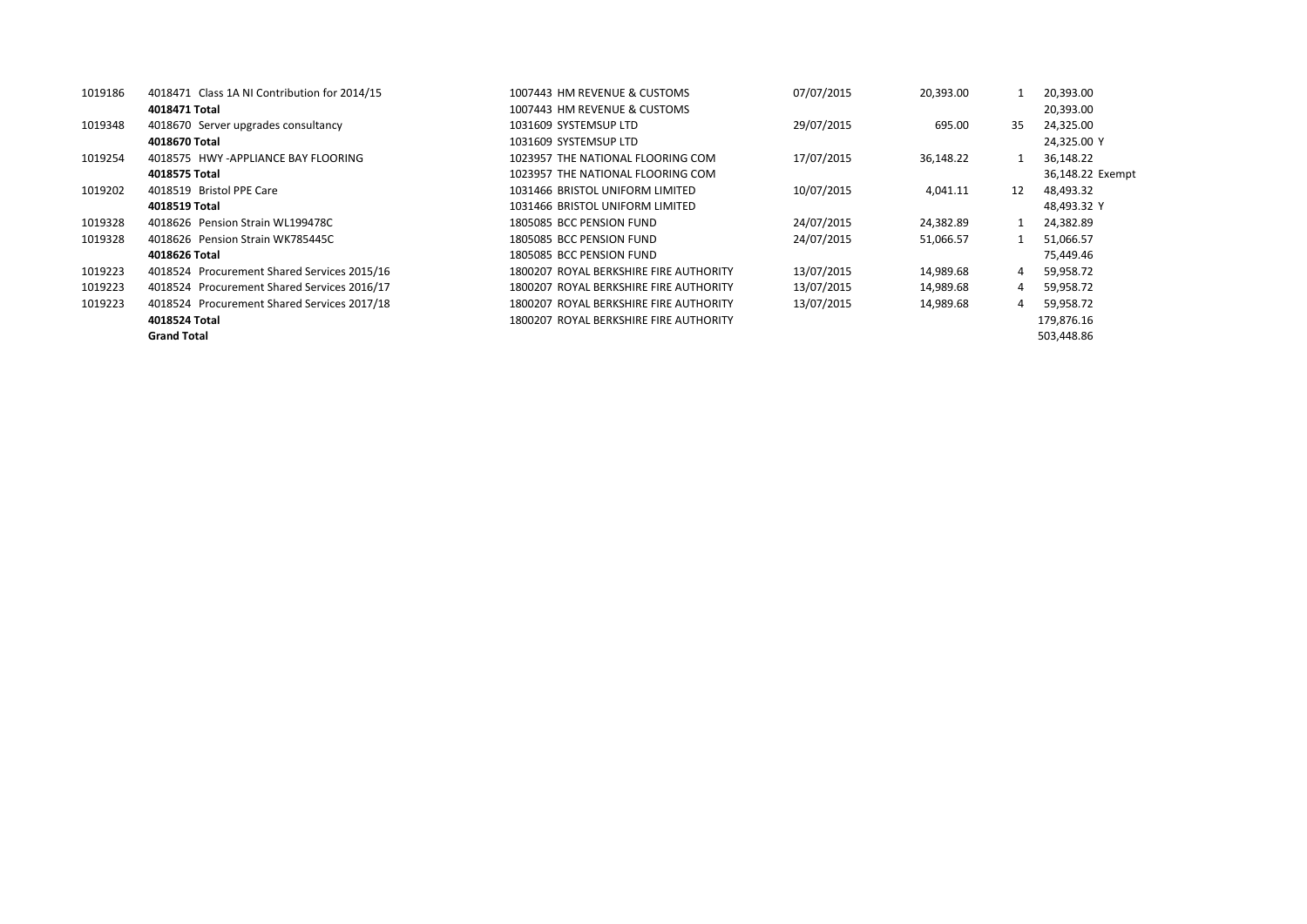| | | | | | | | |
|---|---|---|---|---|---|---|---|
| 1019186 | 4018471 Class 1A NI Contribution for 2014/15 | 1007443 HM REVENUE & CUSTOMS | 07/07/2015 | 20,393.00 | 1 | 20,393.00 | |
| | **4018471 Total** | 1007443 HM REVENUE & CUSTOMS | | | | 20,393.00 | |
| 1019348 | 4018670 Server upgrades consultancy | 1031609 SYSTEMSUP LTD | 29/07/2015 | 695.00 | 35 | 24,325.00 | |
| | **4018670 Total** | 1031609 SYSTEMSUP LTD | | | | 24,325.00 | Y |
| 1019254 | 4018575 HWY -APPLIANCE BAY FLOORING | 1023957 THE NATIONAL FLOORING COM | 17/07/2015 | 36,148.22 | 1 | 36,148.22 | |
| | **4018575 Total** | 1023957 THE NATIONAL FLOORING COM | | | | 36,148.22 | Exempt |
| 1019202 | 4018519 Bristol PPE Care | 1031466 BRISTOL UNIFORM LIMITED | 10/07/2015 | 4,041.11 | 12 | 48,493.32 | |
| | **4018519 Total** | 1031466 BRISTOL UNIFORM LIMITED | | | | 48,493.32 | Y |
| 1019328 | 4018626 Pension Strain WL199478C | 1805085 BCC PENSION FUND | 24/07/2015 | 24,382.89 | 1 | 24,382.89 | |
| 1019328 | 4018626 Pension Strain WK785445C | 1805085 BCC PENSION FUND | 24/07/2015 | 51,066.57 | 1 | 51,066.57 | |
| | **4018626 Total** | 1805085 BCC PENSION FUND | | | | 75,449.46 | |
| 1019223 | 4018524 Procurement Shared Services 2015/16 | 1800207 ROYAL BERKSHIRE FIRE AUTHORITY | 13/07/2015 | 14,989.68 | 4 | 59,958.72 | |
| 1019223 | 4018524 Procurement Shared Services 2016/17 | 1800207 ROYAL BERKSHIRE FIRE AUTHORITY | 13/07/2015 | 14,989.68 | 4 | 59,958.72 | |
| 1019223 | 4018524 Procurement Shared Services 2017/18 | 1800207 ROYAL BERKSHIRE FIRE AUTHORITY | 13/07/2015 | 14,989.68 | 4 | 59,958.72 | |
| | **4018524 Total** | 1800207 ROYAL BERKSHIRE FIRE AUTHORITY | | | | 179,876.16 | |
| | **Grand Total** | | | | | 503,448.86 | |